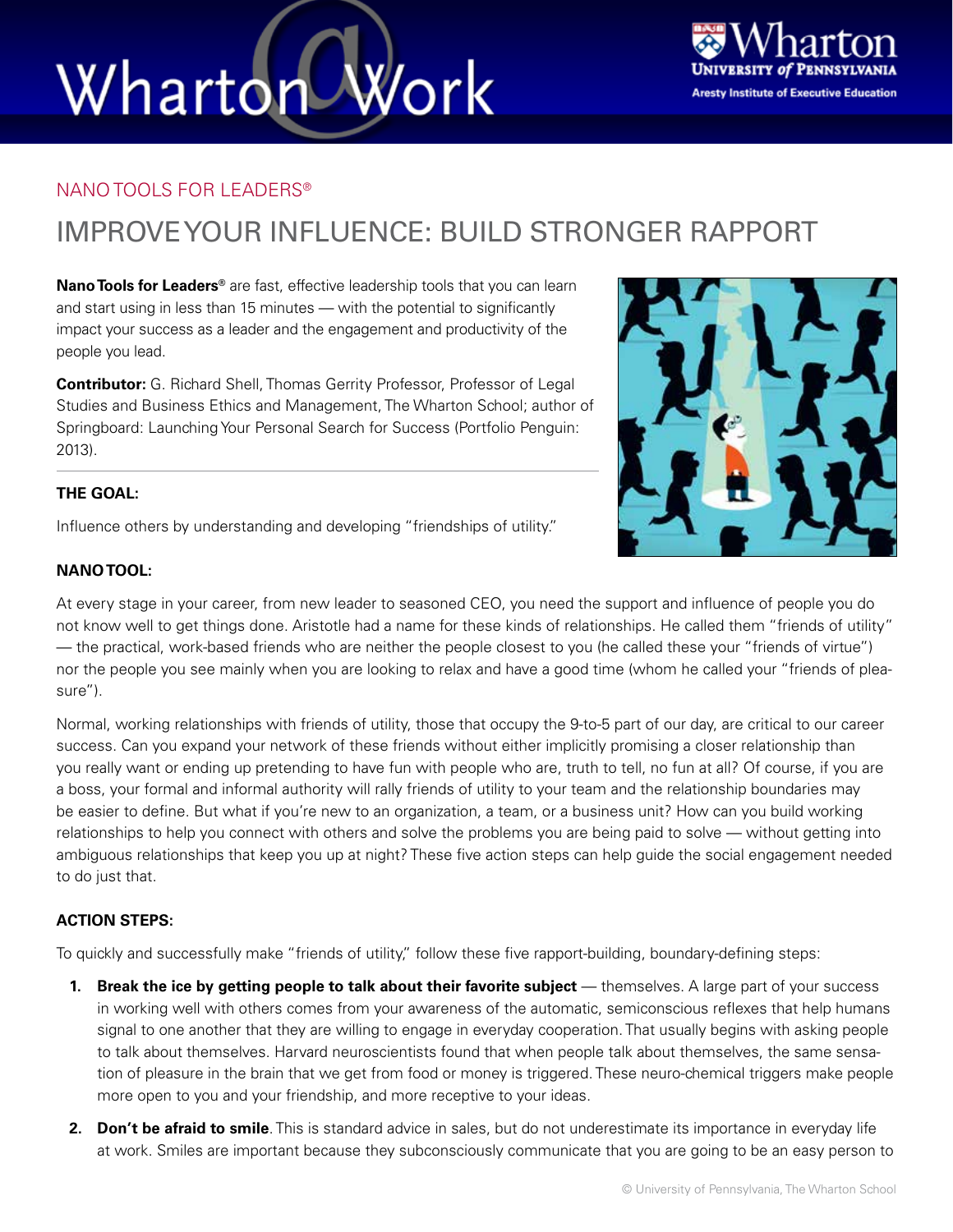NANO TOOLS FOR LEADERS®

# IMPROVE YOUR INFLUENCE: BUILD STRONGER RAPPORT

**Nano Tools for Leaders®** are fast, effective leadership tools that you can learn and start using in less than 15 minutes — with the potential to significantly impact your success as a leader and the engagement and productivity of the people you lead.

**Contributor:** G. Richard Shell, Thomas Gerrity Professor, Professor of Legal Studies and Business Ethics and Management, The Wharton School; author of Springboard: Launching Your Personal Search for Success (Portfolio Penguin: 2013).

### THE GOAL:

Influence others by understanding and developing "friendships of utility."

### NANO TOOL:

At every stage in your career, from new leader to seasoned CEO, you need the support and influence of people you do not know well to get things done. Aristotle had a name for these kinds of relationships. He called them "friends of utility" — the practical, work-based friends who are neither the people closest to you (he called these your "friends of virtue") nor the people you see mainly when you are looking to relax and have a good time (whom he called your "friends of pleasure").

Normal, working relationships with friends of utility, those that occupy the 9-to-5 part of our day, are critical to our career success. Can you expand your network of these friends without either implicitly promising a closer relationship than you really want or ending up pretending to have fun with people who are, truth to tell, no fun at all? Of course, if you are a boss, your formal and informal authority will rally friends of utility to your team and the relationship boundaries may be easier to define. But what if you're new to an organization, a team, or a business unit? How can you build working relationships to help you connect with others and solve the problems you are being paid to solve — without getting into ambiguous relationships that keep you up at night? These five action steps can help guide the social engagement needed to do just that.

### ACTION STEPS:

To quickly and successfully make "friends of utility," follow these five rapport-building, boundary-defining steps:

1. **Break the ice by getting people to talk about their favorite subject** — themselves. A large part of your success in working well with others comes from your awareness of the automatic, semiconscious reflexes that help humans signal to one another that they are willing to engage in everyday cooperation. That usually begins with asking people to talk about themselves. Harvard neuroscientists found that when people talk about themselves, the same sensation of pleasure in the brain that we get from food or money is triggered. These neuro-chemical triggers make people more open to you and your friendship, and more receptive to your ideas.

2. **Don't be afraid to smile**. This is standard advice in sales, but do not underestimate its importance in everyday life at work. Smiles are important because they subconsciously communicate that you are going to be an easy person to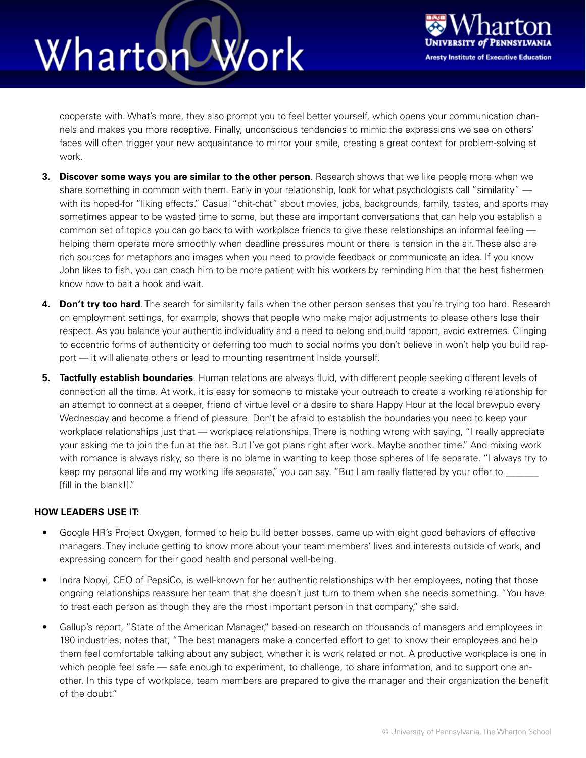cooperate with. What's more, they also prompt you to feel better yourself, which opens your communication channels and makes you more receptive. Finally, unconscious tendencies to mimic the expressions we see on others' faces will often trigger your new acquaintance to mirror your smile, creating a great context for problem-solving at work.

3. **Discover some ways you are similar to the other person**. Research shows that we like people more when we share something in common with them. Early in your relationship, look for what psychologists call "similarity" — with its hoped-for "liking effects." Casual "chit-chat" about movies, jobs, backgrounds, family, tastes, and sports may sometimes appear to be wasted time to some, but these are important conversations that can help you establish a common set of topics you can go back to with workplace friends to give these relationships an informal feeling — helping them operate more smoothly when deadline pressures mount or there is tension in the air. These also are rich sources for metaphors and images when you need to provide feedback or communicate an idea. If you know John likes to fish, you can coach him to be more patient with his workers by reminding him that the best fishermen know how to bait a hook and wait.

4. **Don't try too hard**. The search for similarity fails when the other person senses that you're trying too hard. Research on employment settings, for example, shows that people who make major adjustments to please others lose their respect. As you balance your authentic individuality and a need to belong and build rapport, avoid extremes. Clinging to eccentric forms of authenticity or deferring too much to social norms you don't believe in won't help you build rapport — it will alienate others or lead to mounting resentment inside yourself.

5. **Tactfully establish boundaries**. Human relations are always fluid, with different people seeking different levels of connection all the time. At work, it is easy for someone to mistake your outreach to create a working relationship for an attempt to connect at a deeper, friend of virtue level or a desire to share Happy Hour at the local brewpub every Wednesday and become a friend of pleasure. Don't be afraid to establish the boundaries you need to keep your workplace relationships just that — workplace relationships. There is nothing wrong with saying, "I really appreciate your asking me to join the fun at the bar. But I've got plans right after work. Maybe another time." And mixing work with romance is always risky, so there is no blame in wanting to keep those spheres of life separate. "I always try to keep my personal life and my working life separate," you can say. "But I am really flattered by your offer to _______ [fill in the blank!]."

**HOW LEADERS USE IT:**

- Google HR's Project Oxygen, formed to help build better bosses, came up with eight good behaviors of effective managers. They include getting to know more about your team members' lives and interests outside of work, and expressing concern for their good health and personal well-being.
- Indra Nooyi, CEO of PepsiCo, is well-known for her authentic relationships with her employees, noting that those ongoing relationships reassure her team that she doesn't just turn to them when she needs something. "You have to treat each person as though they are the most important person in that company," she said.
- Gallup's report, "State of the American Manager," based on research on thousands of managers and employees in 190 industries, notes that, "The best managers make a concerted effort to get to know their employees and help them feel comfortable talking about any subject, whether it is work related or not. A productive workplace is one in which people feel safe — safe enough to experiment, to challenge, to share information, and to support one another. In this type of workplace, team members are prepared to give the manager and their organization the benefit of the doubt."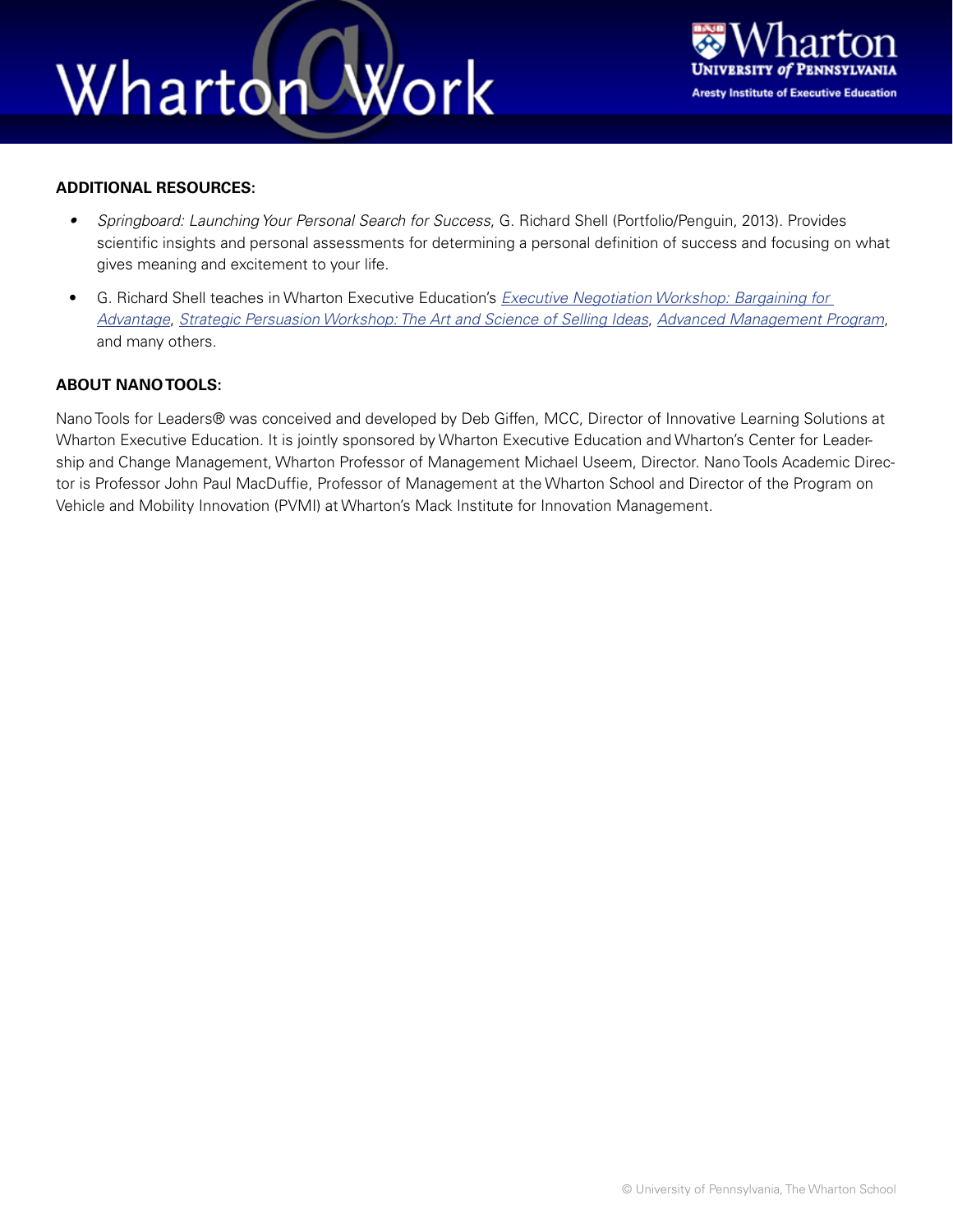**ADDITIONAL RESOURCES:**

- *Springboard: Launching Your Personal Search for Success*, G. Richard Shell (Portfolio/Penguin, 2013). Provides scientific insights and personal assessments for determining a personal definition of success and focusing on what gives meaning and excitement to your life.
- G. Richard Shell teaches in Wharton Executive Education's *Executive Negotiation Workshop: Bargaining for Advantage*, *Strategic Persuasion Workshop: The Art and Science of Selling Ideas*, *Advanced Management Program*, and many others.

**ABOUT NANO TOOLS:**

Nano Tools for Leaders® was conceived and developed by Deb Giffen, MCC, Director of Innovative Learning Solutions at Wharton Executive Education. It is jointly sponsored by Wharton Executive Education and Wharton's Center for Leadership and Change Management, Wharton Professor of Management Michael Useem, Director. Nano Tools Academic Director is Professor John Paul MacDuffie, Professor of Management at the Wharton School and Director of the Program on Vehicle and Mobility Innovation (PVMI) at Wharton's Mack Institute for Innovation Management.